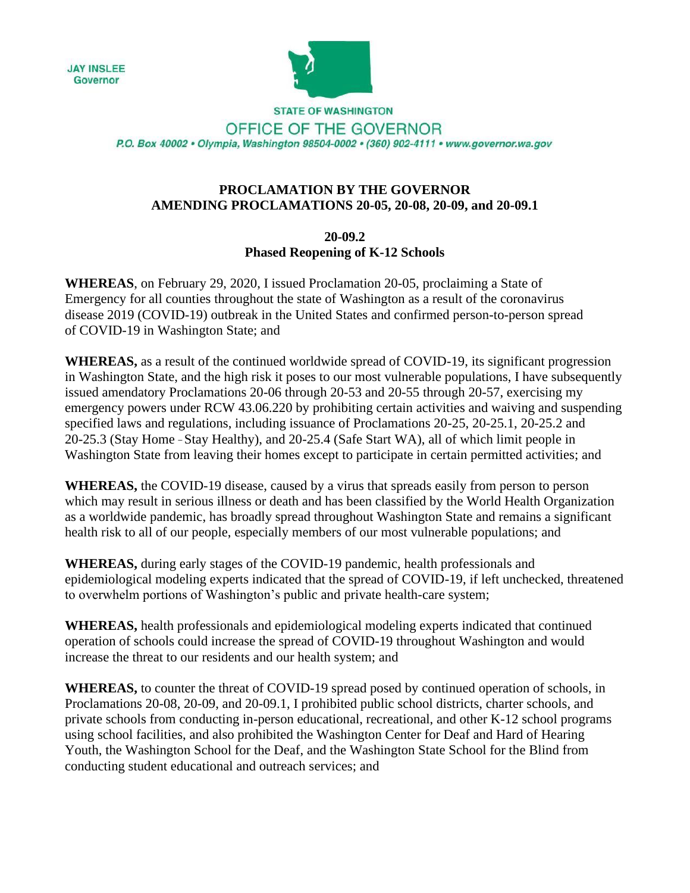JAY INSLEE
Governor

STATE OF WASHINGTON

OFFICE OF THE GOVERNOR

P.O. Box 40002 • Olympia, Washington 98504-0002 • (360) 902-4111 • www.governor.wa.gov

**PROCLAMATION BY THE GOVERNOR**
**AMENDING PROCLAMATIONS 20-05, 20-08, 20-09, and 20-09.1**

**20-09.2**
**Phased Reopening of K-12 Schools**

**WHEREAS**, on February 29, 2020, I issued Proclamation 20-05, proclaiming a State of Emergency for all counties throughout the state of Washington as a result of the coronavirus disease 2019 (COVID-19) outbreak in the United States and confirmed person-to-person spread of COVID-19 in Washington State; and

**WHEREAS,** as a result of the continued worldwide spread of COVID-19, its significant progression in Washington State, and the high risk it poses to our most vulnerable populations, I have subsequently issued amendatory Proclamations 20-06 through 20-53 and 20-55 through 20-57, exercising my emergency powers under RCW 43.06.220 by prohibiting certain activities and waiving and suspending specified laws and regulations, including issuance of Proclamations 20-25, 20-25.1, 20-25.2 and 20-25.3 (Stay Home - Stay Healthy), and 20-25.4 (Safe Start WA), all of which limit people in Washington State from leaving their homes except to participate in certain permitted activities; and

**WHEREAS,** the COVID-19 disease, caused by a virus that spreads easily from person to person which may result in serious illness or death and has been classified by the World Health Organization as a worldwide pandemic, has broadly spread throughout Washington State and remains a significant health risk to all of our people, especially members of our most vulnerable populations; and

**WHEREAS,** during early stages of the COVID-19 pandemic, health professionals and epidemiological modeling experts indicated that the spread of COVID-19, if left unchecked, threatened to overwhelm portions of Washington's public and private health-care system;

**WHEREAS,** health professionals and epidemiological modeling experts indicated that continued operation of schools could increase the spread of COVID-19 throughout Washington and would increase the threat to our residents and our health system; and

**WHEREAS,** to counter the threat of COVID-19 spread posed by continued operation of schools, in Proclamations 20-08, 20-09, and 20-09.1, I prohibited public school districts, charter schools, and private schools from conducting in-person educational, recreational, and other K-12 school programs using school facilities, and also prohibited the Washington Center for Deaf and Hard of Hearing Youth, the Washington School for the Deaf, and the Washington State School for the Blind from conducting student educational and outreach services; and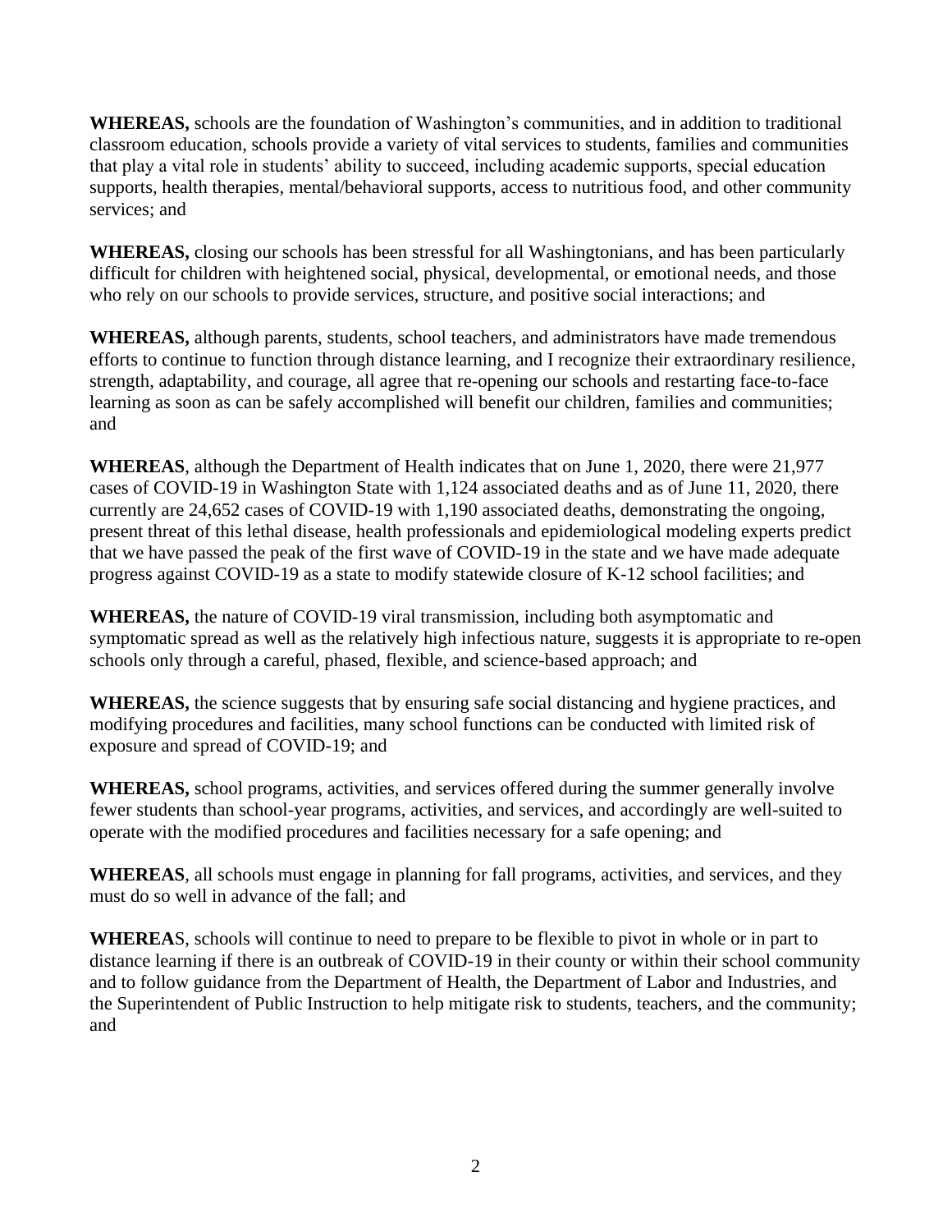**WHEREAS,** schools are the foundation of Washington's communities, and in addition to traditional classroom education, schools provide a variety of vital services to students, families and communities that play a vital role in students' ability to succeed, including academic supports, special education supports, health therapies, mental/behavioral supports, access to nutritious food, and other community services; and

**WHEREAS,** closing our schools has been stressful for all Washingtonians, and has been particularly difficult for children with heightened social, physical, developmental, or emotional needs, and those who rely on our schools to provide services, structure, and positive social interactions; and

**WHEREAS,** although parents, students, school teachers, and administrators have made tremendous efforts to continue to function through distance learning, and I recognize their extraordinary resilience, strength, adaptability, and courage, all agree that re-opening our schools and restarting face-to-face learning as soon as can be safely accomplished will benefit our children, families and communities; and

**WHEREAS**, although the Department of Health indicates that on June 1, 2020, there were 21,977 cases of COVID-19 in Washington State with 1,124 associated deaths and as of June 11, 2020, there currently are 24,652 cases of COVID-19 with 1,190 associated deaths, demonstrating the ongoing, present threat of this lethal disease, health professionals and epidemiological modeling experts predict that we have passed the peak of the first wave of COVID-19 in the state and we have made adequate progress against COVID-19 as a state to modify statewide closure of K-12 school facilities; and

**WHEREAS,** the nature of COVID-19 viral transmission, including both asymptomatic and symptomatic spread as well as the relatively high infectious nature, suggests it is appropriate to re-open schools only through a careful, phased, flexible, and science-based approach; and

**WHEREAS,** the science suggests that by ensuring safe social distancing and hygiene practices, and modifying procedures and facilities, many school functions can be conducted with limited risk of exposure and spread of COVID-19; and

**WHEREAS,** school programs, activities, and services offered during the summer generally involve fewer students than school-year programs, activities, and services, and accordingly are well-suited to operate with the modified procedures and facilities necessary for a safe opening; and

**WHEREAS**, all schools must engage in planning for fall programs, activities, and services, and they must do so well in advance of the fall; and

**WHEREAS**, schools will continue to need to prepare to be flexible to pivot in whole or in part to distance learning if there is an outbreak of COVID-19 in their county or within their school community and to follow guidance from the Department of Health, the Department of Labor and Industries, and the Superintendent of Public Instruction to help mitigate risk to students, teachers, and the community; and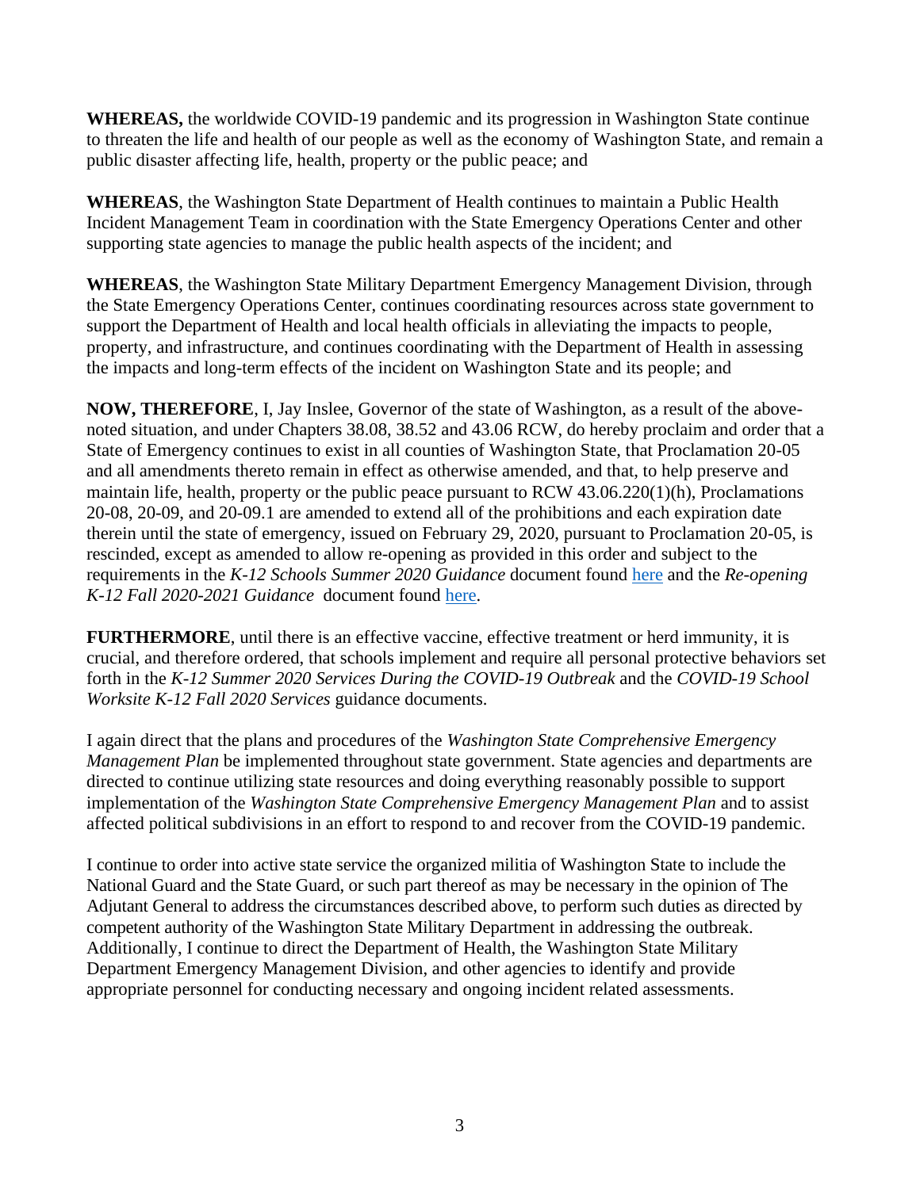**WHEREAS,** the worldwide COVID-19 pandemic and its progression in Washington State continue to threaten the life and health of our people as well as the economy of Washington State, and remain a public disaster affecting life, health, property or the public peace; and

**WHEREAS**, the Washington State Department of Health continues to maintain a Public Health Incident Management Team in coordination with the State Emergency Operations Center and other supporting state agencies to manage the public health aspects of the incident; and

**WHEREAS**, the Washington State Military Department Emergency Management Division, through the State Emergency Operations Center, continues coordinating resources across state government to support the Department of Health and local health officials in alleviating the impacts to people, property, and infrastructure, and continues coordinating with the Department of Health in assessing the impacts and long-term effects of the incident on Washington State and its people; and

**NOW, THEREFORE**, I, Jay Inslee, Governor of the state of Washington, as a result of the above-noted situation, and under Chapters 38.08, 38.52 and 43.06 RCW, do hereby proclaim and order that a State of Emergency continues to exist in all counties of Washington State, that Proclamation 20-05 and all amendments thereto remain in effect as otherwise amended, and that, to help preserve and maintain life, health, property or the public peace pursuant to RCW 43.06.220(1)(h), Proclamations 20-08, 20-09, and 20-09.1 are amended to extend all of the prohibitions and each expiration date therein until the state of emergency, issued on February 29, 2020, pursuant to Proclamation 20-05, is rescinded, except as amended to allow re-opening as provided in this order and subject to the requirements in the *K-12 Schools Summer 2020 Guidance* document found here and the *Re-opening K-12 Fall 2020-2021 Guidance* document found here.

**FURTHERMORE**, until there is an effective vaccine, effective treatment or herd immunity, it is crucial, and therefore ordered, that schools implement and require all personal protective behaviors set forth in the *K-12 Summer 2020 Services During the COVID-19 Outbreak* and the *COVID-19 School Worksite K-12 Fall 2020 Services* guidance documents.

I again direct that the plans and procedures of the *Washington State Comprehensive Emergency Management Plan* be implemented throughout state government. State agencies and departments are directed to continue utilizing state resources and doing everything reasonably possible to support implementation of the *Washington State Comprehensive Emergency Management Plan* and to assist affected political subdivisions in an effort to respond to and recover from the COVID-19 pandemic.

I continue to order into active state service the organized militia of Washington State to include the National Guard and the State Guard, or such part thereof as may be necessary in the opinion of The Adjutant General to address the circumstances described above, to perform such duties as directed by competent authority of the Washington State Military Department in addressing the outbreak. Additionally, I continue to direct the Department of Health, the Washington State Military Department Emergency Management Division, and other agencies to identify and provide appropriate personnel for conducting necessary and ongoing incident related assessments.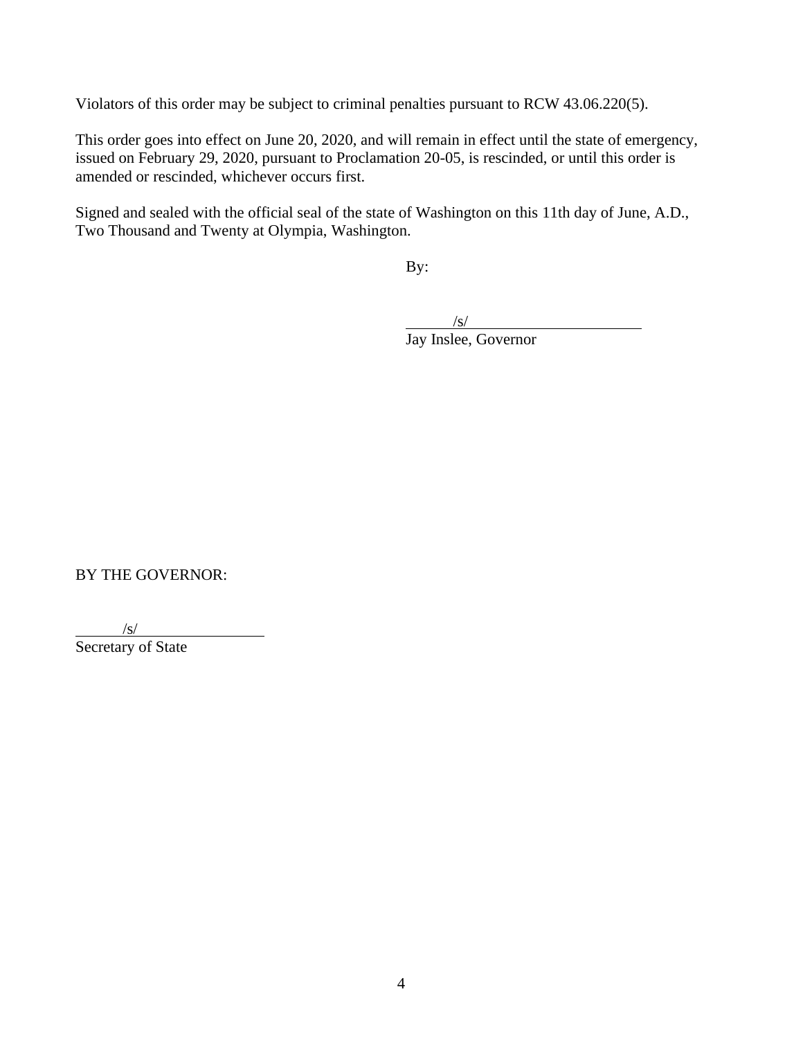Violators of this order may be subject to criminal penalties pursuant to RCW 43.06.220(5).

This order goes into effect on June 20, 2020, and will remain in effect until the state of emergency, issued on February 29, 2020, pursuant to Proclamation 20-05, is rescinded, or until this order is amended or rescinded, whichever occurs first.

Signed and sealed with the official seal of the state of Washington on this 11th day of June, A.D., Two Thousand and Twenty at Olympia, Washington.

By:

/s/
Jay Inslee, Governor

BY THE GOVERNOR:

/s/
Secretary of State